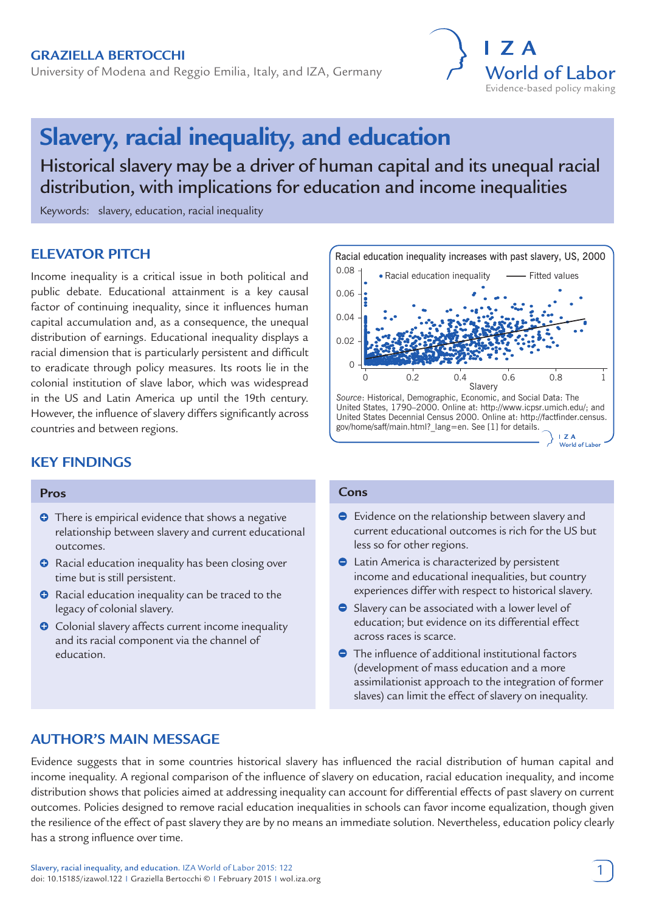GRAZIELLA BERTOCCHI

University of Modena and Reggio Emilia, Italy, and IZA, Germany

# Slavery, racial inequality, and education

## Historical slavery may be a driver of human capital and its unequal racial distribution, with implications for education and income inequalities

Keywords: slavery, education, racial inequality

## ELEVATOR PITCH

Income inequality is a critical issue in both political and public debate. Educational attainment is a key causal factor of continuing inequality, since it influences human capital accumulation and, as a consequence, the unequal distribution of earnings. Educational inequality displays a racial dimension that is particularly persistent and difficult to eradicate through policy measures. Its roots lie in the colonial institution of slave labor, which was widespread in the US and Latin America up until the 19th century. However, the influence of slavery differs significantly across countries and between regions.

Racial education inequality increases with past slavery, US, 2000

*Source*: Historical, Demographic, Economic, and Social Data: The United States, 1790–2000. Online at: http://www.icpsr.umich.edu/; and United States Decennial Census 2000. Online at: http://factfinder.census.gov/home/saff/main.html?_lang=en. See [1] for details.

## KEY FINDINGS

### Pros

- There is empirical evidence that shows a negative relationship between slavery and current educational outcomes.
- Racial education inequality has been closing over time but is still persistent.
- Racial education inequality can be traced to the legacy of colonial slavery.
- Colonial slavery affects current income inequality and its racial component via the channel of education.

### Cons

- Evidence on the relationship between slavery and current educational outcomes is rich for the US but less so for other regions.
- Latin America is characterized by persistent income and educational inequalities, but country experiences differ with respect to historical slavery.
- Slavery can be associated with a lower level of education; but evidence on its differential effect across races is scarce.
- The influence of additional institutional factors (development of mass education and a more assimilationist approach to the integration of former slaves) can limit the effect of slavery on inequality.

## AUTHOR'S MAIN MESSAGE

Evidence suggests that in some countries historical slavery has influenced the racial distribution of human capital and income inequality. A regional comparison of the influence of slavery on education, racial education inequality, and income distribution shows that policies aimed at addressing inequality can account for differential effects of past slavery on current outcomes. Policies designed to remove racial education inequalities in schools can favor income equalization, though given the resilience of the effect of past slavery they are by no means an immediate solution. Nevertheless, education policy clearly has a strong influence over time.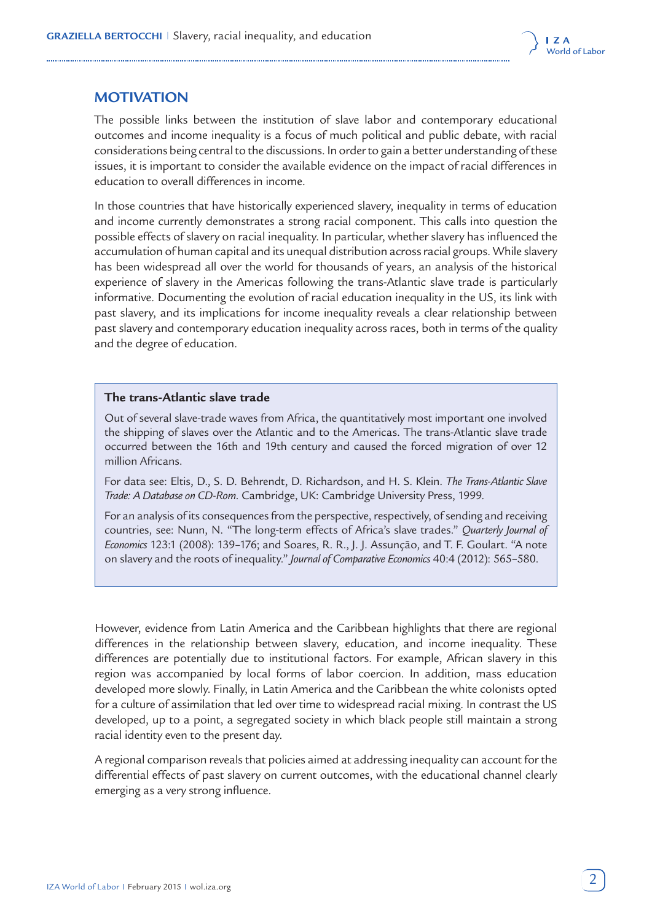## MOTIVATION

The possible links between the institution of slave labor and contemporary educational outcomes and income inequality is a focus of much political and public debate, with racial considerations being central to the discussions. In order to gain a better understanding of these issues, it is important to consider the available evidence on the impact of racial differences in education to overall differences in income.

In those countries that have historically experienced slavery, inequality in terms of education and income currently demonstrates a strong racial component. This calls into question the possible effects of slavery on racial inequality. In particular, whether slavery has influenced the accumulation of human capital and its unequal distribution across racial groups. While slavery has been widespread all over the world for thousands of years, an analysis of the historical experience of slavery in the Americas following the trans-Atlantic slave trade is particularly informative. Documenting the evolution of racial education inequality in the US, its link with past slavery, and its implications for income inequality reveals a clear relationship between past slavery and contemporary education inequality across races, both in terms of the quality and the degree of education.

### The trans-Atlantic slave trade

Out of several slave-trade waves from Africa, the quantitatively most important one involved the shipping of slaves over the Atlantic and to the Americas. The trans-Atlantic slave trade occurred between the 16th and 19th century and caused the forced migration of over 12 million Africans.

For data see: Eltis, D., S. D. Behrendt, D. Richardson, and H. S. Klein. *The Trans-Atlantic Slave Trade: A Database on CD-Rom*. Cambridge, UK: Cambridge University Press, 1999.

For an analysis of its consequences from the perspective, respectively, of sending and receiving countries, see: Nunn, N. "The long-term effects of Africa's slave trades." *Quarterly Journal of Economics* 123:1 (2008): 139–176; and Soares, R. R., J. J. Assunção, and T. F. Goulart. "A note on slavery and the roots of inequality." *Journal of Comparative Economics* 40:4 (2012): 565–580.

However, evidence from Latin America and the Caribbean highlights that there are regional differences in the relationship between slavery, education, and income inequality. These differences are potentially due to institutional factors. For example, African slavery in this region was accompanied by local forms of labor coercion. In addition, mass education developed more slowly. Finally, in Latin America and the Caribbean the white colonists opted for a culture of assimilation that led over time to widespread racial mixing. In contrast the US developed, up to a point, a segregated society in which black people still maintain a strong racial identity even to the present day.

A regional comparison reveals that policies aimed at addressing inequality can account for the differential effects of past slavery on current outcomes, with the educational channel clearly emerging as a very strong influence.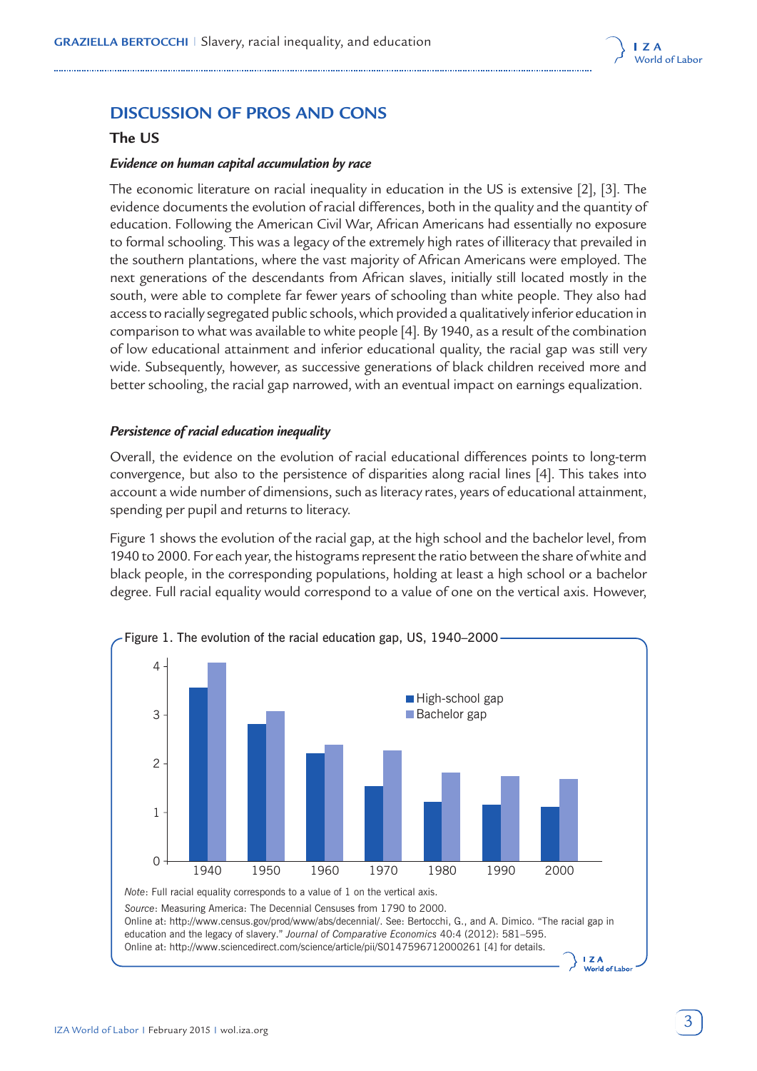## DISCUSSION OF PROS AND CONS

### The US

#### *Evidence on human capital accumulation by race*

The economic literature on racial inequality in education in the US is extensive [2], [3]. The evidence documents the evolution of racial differences, both in the quality and the quantity of education. Following the American Civil War, African Americans had essentially no exposure to formal schooling. This was a legacy of the extremely high rates of illiteracy that prevailed in the southern plantations, where the vast majority of African Americans were employed. The next generations of the descendants from African slaves, initially still located mostly in the south, were able to complete far fewer years of schooling than white people. They also had access to racially segregated public schools, which provided a qualitatively inferior education in comparison to what was available to white people [4]. By 1940, as a result of the combination of low educational attainment and inferior educational quality, the racial gap was still very wide. Subsequently, however, as successive generations of black children received more and better schooling, the racial gap narrowed, with an eventual impact on earnings equalization.

#### *Persistence of racial education inequality*

Overall, the evidence on the evolution of racial educational differences points to long-term convergence, but also to the persistence of disparities along racial lines [4]. This takes into account a wide number of dimensions, such as literacy rates, years of educational attainment, spending per pupil and returns to literacy.

Figure 1 shows the evolution of the racial gap, at the high school and the bachelor level, from 1940 to 2000. For each year, the histograms represent the ratio between the share of white and black people, in the corresponding populations, holding at least a high school or a bachelor degree. Full racial equality would correspond to a value of one on the vertical axis. However,

Figure 1. The evolution of the racial education gap, US, 1940–2000

*Note*: Full racial equality corresponds to a value of 1 on the vertical axis.

*Source*: Measuring America: The Decennial Censuses from 1790 to 2000. Online at: http://www.census.gov/prod/www/abs/decennial/. See: Bertocchi, G., and A. Dimico. "The racial gap in education and the legacy of slavery." *Journal of Comparative Economics* 40:4 (2012): 581–595. Online at: http://www.sciencedirect.com/science/article/pii/S0147596712000261 [4] for details.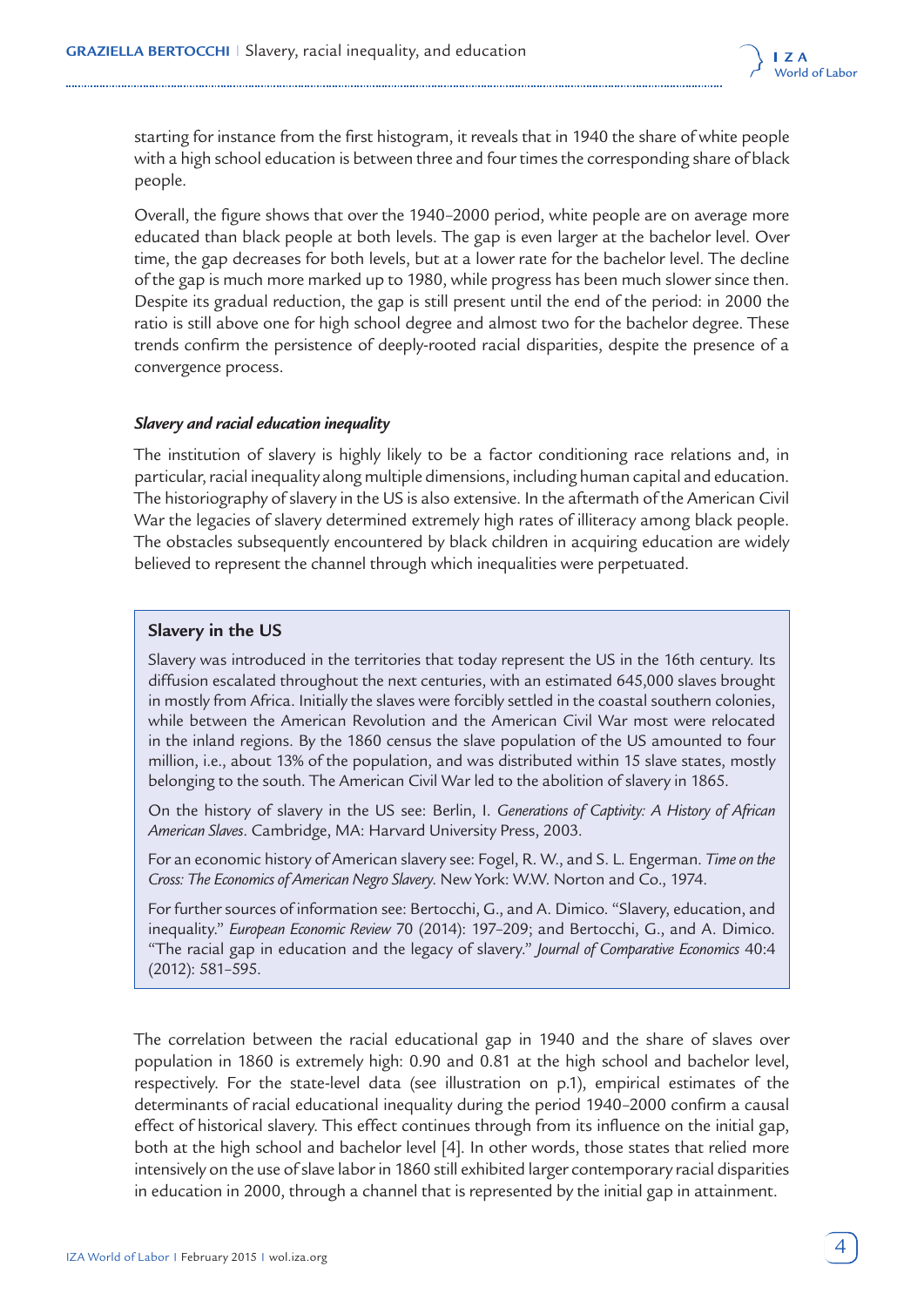starting for instance from the first histogram, it reveals that in 1940 the share of white people with a high school education is between three and four times the corresponding share of black people.

Overall, the figure shows that over the 1940–2000 period, white people are on average more educated than black people at both levels. The gap is even larger at the bachelor level. Over time, the gap decreases for both levels, but at a lower rate for the bachelor level. The decline of the gap is much more marked up to 1980, while progress has been much slower since then. Despite its gradual reduction, the gap is still present until the end of the period: in 2000 the ratio is still above one for high school degree and almost two for the bachelor degree. These trends confirm the persistence of deeply-rooted racial disparities, despite the presence of a convergence process.

### *Slavery and racial education inequality*

The institution of slavery is highly likely to be a factor conditioning race relations and, in particular, racial inequality along multiple dimensions, including human capital and education. The historiography of slavery in the US is also extensive. In the aftermath of the American Civil War the legacies of slavery determined extremely high rates of illiteracy among black people. The obstacles subsequently encountered by black children in acquiring education are widely believed to represent the channel through which inequalities were perpetuated.

> **Slavery in the US**
>
> Slavery was introduced in the territories that today represent the US in the 16th century. Its diffusion escalated throughout the next centuries, with an estimated 645,000 slaves brought in mostly from Africa. Initially the slaves were forcibly settled in the coastal southern colonies, while between the American Revolution and the American Civil War most were relocated in the inland regions. By the 1860 census the slave population of the US amounted to four million, i.e., about 13% of the population, and was distributed within 15 slave states, mostly belonging to the south. The American Civil War led to the abolition of slavery in 1865.
>
> On the history of slavery in the US see: Berlin, I. *Generations of Captivity: A History of African American Slaves*. Cambridge, MA: Harvard University Press, 2003.
>
> For an economic history of American slavery see: Fogel, R. W., and S. L. Engerman. *Time on the Cross: The Economics of American Negro Slavery*. New York: W.W. Norton and Co., 1974.
>
> For further sources of information see: Bertocchi, G., and A. Dimico. "Slavery, education, and inequality." *European Economic Review* 70 (2014): 197–209; and Bertocchi, G., and A. Dimico. "The racial gap in education and the legacy of slavery." *Journal of Comparative Economics* 40:4 (2012): 581–595.

The correlation between the racial educational gap in 1940 and the share of slaves over population in 1860 is extremely high: 0.90 and 0.81 at the high school and bachelor level, respectively. For the state-level data (see illustration on p.1), empirical estimates of the determinants of racial educational inequality during the period 1940–2000 confirm a causal effect of historical slavery. This effect continues through from its influence on the initial gap, both at the high school and bachelor level [4]. In other words, those states that relied more intensively on the use of slave labor in 1860 still exhibited larger contemporary racial disparities in education in 2000, through a channel that is represented by the initial gap in attainment.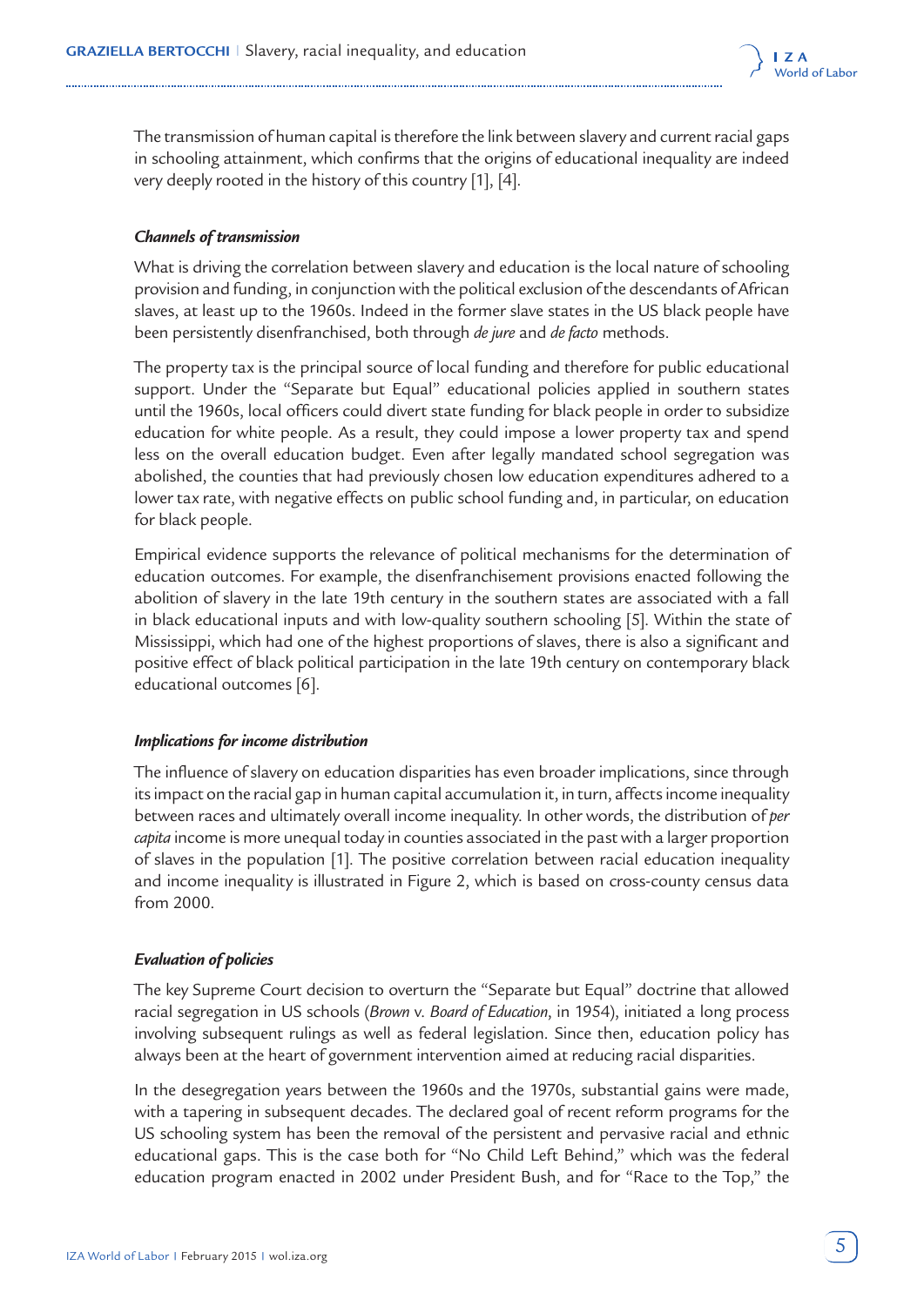The transmission of human capital is therefore the link between slavery and current racial gaps in schooling attainment, which confirms that the origins of educational inequality are indeed very deeply rooted in the history of this country [1], [4].

#### *Channels of transmission*

What is driving the correlation between slavery and education is the local nature of schooling provision and funding, in conjunction with the political exclusion of the descendants of African slaves, at least up to the 1960s. Indeed in the former slave states in the US black people have been persistently disenfranchised, both through *de jure* and *de facto* methods.

The property tax is the principal source of local funding and therefore for public educational support. Under the "Separate but Equal" educational policies applied in southern states until the 1960s, local officers could divert state funding for black people in order to subsidize education for white people. As a result, they could impose a lower property tax and spend less on the overall education budget. Even after legally mandated school segregation was abolished, the counties that had previously chosen low education expenditures adhered to a lower tax rate, with negative effects on public school funding and, in particular, on education for black people.

Empirical evidence supports the relevance of political mechanisms for the determination of education outcomes. For example, the disenfranchisement provisions enacted following the abolition of slavery in the late 19th century in the southern states are associated with a fall in black educational inputs and with low-quality southern schooling [5]. Within the state of Mississippi, which had one of the highest proportions of slaves, there is also a significant and positive effect of black political participation in the late 19th century on contemporary black educational outcomes [6].

#### *Implications for income distribution*

The influence of slavery on education disparities has even broader implications, since through its impact on the racial gap in human capital accumulation it, in turn, affects income inequality between races and ultimately overall income inequality. In other words, the distribution of *per capita* income is more unequal today in counties associated in the past with a larger proportion of slaves in the population [1]. The positive correlation between racial education inequality and income inequality is illustrated in Figure 2, which is based on cross-county census data from 2000.

#### *Evaluation of policies*

The key Supreme Court decision to overturn the "Separate but Equal" doctrine that allowed racial segregation in US schools (*Brown* v. *Board of Education*, in 1954), initiated a long process involving subsequent rulings as well as federal legislation. Since then, education policy has always been at the heart of government intervention aimed at reducing racial disparities.

In the desegregation years between the 1960s and the 1970s, substantial gains were made, with a tapering in subsequent decades. The declared goal of recent reform programs for the US schooling system has been the removal of the persistent and pervasive racial and ethnic educational gaps. This is the case both for "No Child Left Behind," which was the federal education program enacted in 2002 under President Bush, and for "Race to the Top," the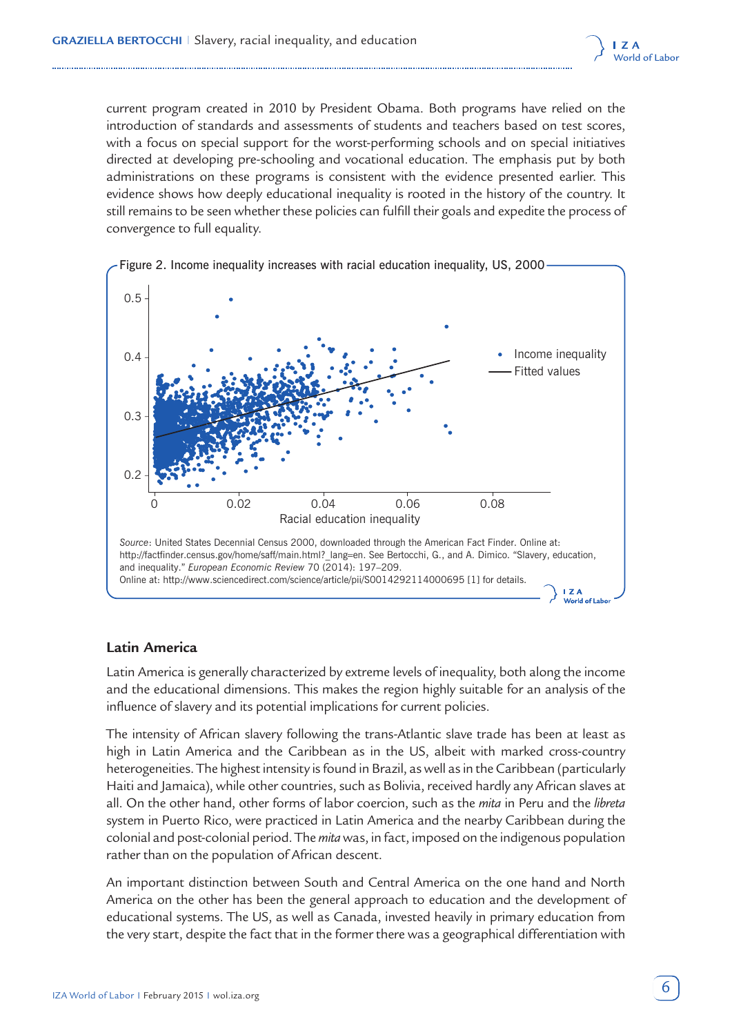current program created in 2010 by President Obama. Both programs have relied on the introduction of standards and assessments of students and teachers based on test scores, with a focus on special support for the worst-performing schools and on special initiatives directed at developing pre-schooling and vocational education. The emphasis put by both administrations on these programs is consistent with the evidence presented earlier. This evidence shows how deeply educational inequality is rooted in the history of the country. It still remains to be seen whether these policies can fulfill their goals and expedite the process of convergence to full equality.

Figure 2. Income inequality increases with racial education inequality, US, 2000

*Source*: United States Decennial Census 2000, downloaded through the American Fact Finder. Online at: http://factfinder.census.gov/home/saff/main.html?_lang=en. See Bertocchi, G., and A. Dimico. "Slavery, education, and inequality." *European Economic Review* 70 (2014): 197–209. Online at: http://www.sciencedirect.com/science/article/pii/S0014292114000695 [1] for details.

## Latin America

Latin America is generally characterized by extreme levels of inequality, both along the income and the educational dimensions. This makes the region highly suitable for an analysis of the influence of slavery and its potential implications for current policies.

The intensity of African slavery following the trans-Atlantic slave trade has been at least as high in Latin America and the Caribbean as in the US, albeit with marked cross-country heterogeneities. The highest intensity is found in Brazil, as well as in the Caribbean (particularly Haiti and Jamaica), while other countries, such as Bolivia, received hardly any African slaves at all. On the other hand, other forms of labor coercion, such as the *mita* in Peru and the *libreta* system in Puerto Rico, were practiced in Latin America and the nearby Caribbean during the colonial and post-colonial period. The *mita* was, in fact, imposed on the indigenous population rather than on the population of African descent.

An important distinction between South and Central America on the one hand and North America on the other has been the general approach to education and the development of educational systems. The US, as well as Canada, invested heavily in primary education from the very start, despite the fact that in the former there was a geographical differentiation with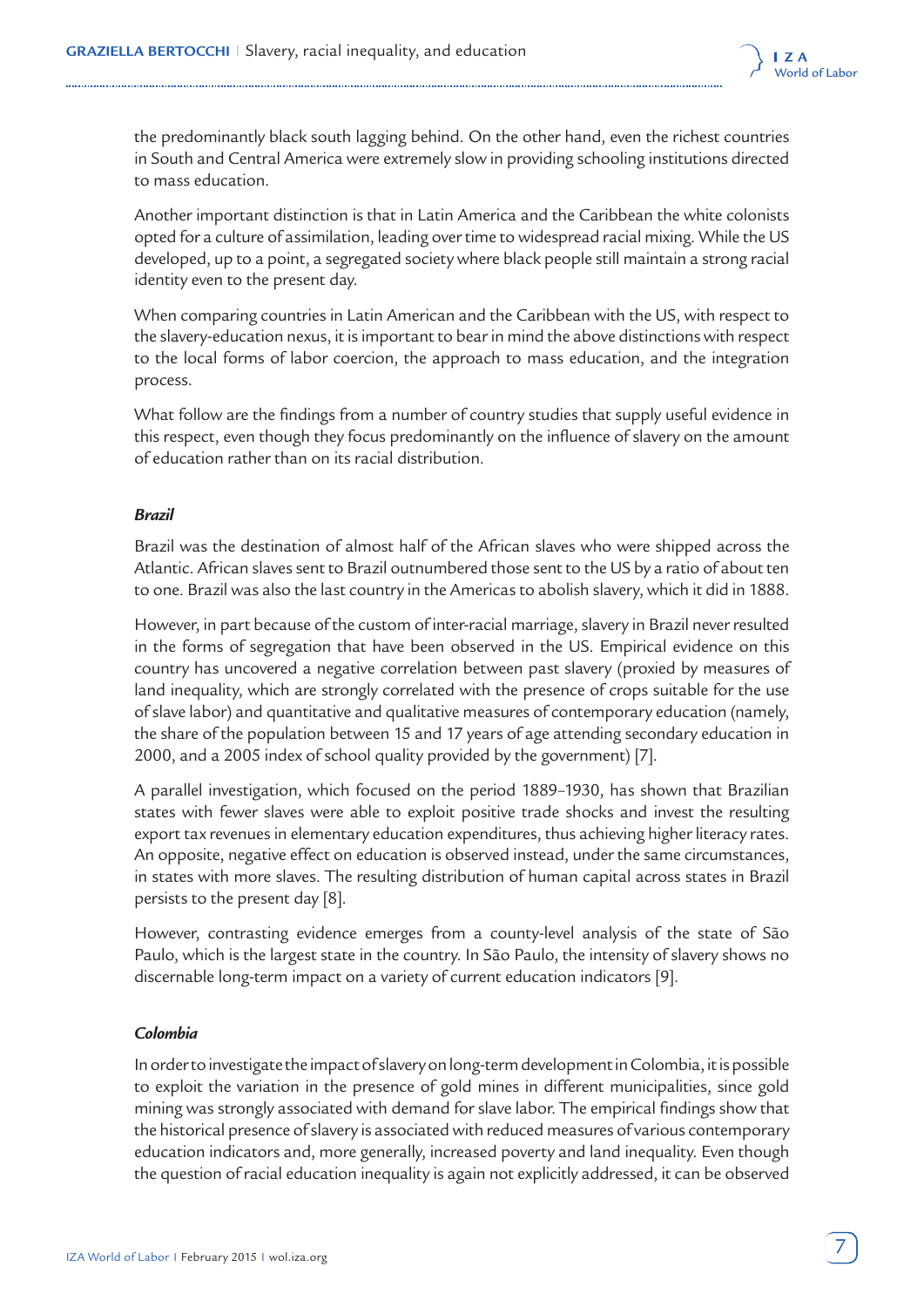the predominantly black south lagging behind. On the other hand, even the richest countries in South and Central America were extremely slow in providing schooling institutions directed to mass education.

Another important distinction is that in Latin America and the Caribbean the white colonists opted for a culture of assimilation, leading over time to widespread racial mixing. While the US developed, up to a point, a segregated society where black people still maintain a strong racial identity even to the present day.

When comparing countries in Latin American and the Caribbean with the US, with respect to the slavery-education nexus, it is important to bear in mind the above distinctions with respect to the local forms of labor coercion, the approach to mass education, and the integration process.

What follow are the findings from a number of country studies that supply useful evidence in this respect, even though they focus predominantly on the influence of slavery on the amount of education rather than on its racial distribution.

### *Brazil*

Brazil was the destination of almost half of the African slaves who were shipped across the Atlantic. African slaves sent to Brazil outnumbered those sent to the US by a ratio of about ten to one. Brazil was also the last country in the Americas to abolish slavery, which it did in 1888.

However, in part because of the custom of inter-racial marriage, slavery in Brazil never resulted in the forms of segregation that have been observed in the US. Empirical evidence on this country has uncovered a negative correlation between past slavery (proxied by measures of land inequality, which are strongly correlated with the presence of crops suitable for the use of slave labor) and quantitative and qualitative measures of contemporary education (namely, the share of the population between 15 and 17 years of age attending secondary education in 2000, and a 2005 index of school quality provided by the government) [7].

A parallel investigation, which focused on the period 1889–1930, has shown that Brazilian states with fewer slaves were able to exploit positive trade shocks and invest the resulting export tax revenues in elementary education expenditures, thus achieving higher literacy rates. An opposite, negative effect on education is observed instead, under the same circumstances, in states with more slaves. The resulting distribution of human capital across states in Brazil persists to the present day [8].

However, contrasting evidence emerges from a county-level analysis of the state of São Paulo, which is the largest state in the country. In São Paulo, the intensity of slavery shows no discernable long-term impact on a variety of current education indicators [9].

### *Colombia*

In order to investigate the impact of slavery on long-term development in Colombia, it is possible to exploit the variation in the presence of gold mines in different municipalities, since gold mining was strongly associated with demand for slave labor. The empirical findings show that the historical presence of slavery is associated with reduced measures of various contemporary education indicators and, more generally, increased poverty and land inequality. Even though the question of racial education inequality is again not explicitly addressed, it can be observed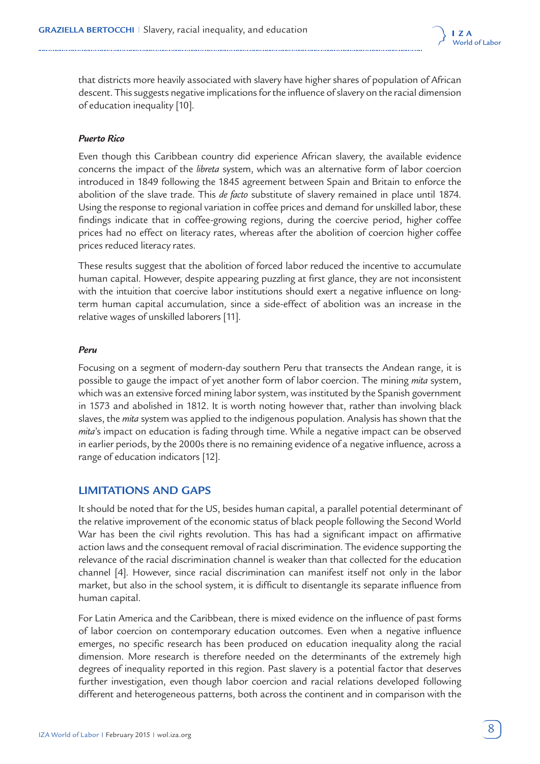that districts more heavily associated with slavery have higher shares of population of African descent. This suggests negative implications for the influence of slavery on the racial dimension of education inequality [10].

***Puerto Rico***

Even though this Caribbean country did experience African slavery, the available evidence concerns the impact of the *libreta* system, which was an alternative form of labor coercion introduced in 1849 following the 1845 agreement between Spain and Britain to enforce the abolition of the slave trade. This *de facto* substitute of slavery remained in place until 1874. Using the response to regional variation in coffee prices and demand for unskilled labor, these findings indicate that in coffee-growing regions, during the coercive period, higher coffee prices had no effect on literacy rates, whereas after the abolition of coercion higher coffee prices reduced literacy rates.

These results suggest that the abolition of forced labor reduced the incentive to accumulate human capital. However, despite appearing puzzling at first glance, they are not inconsistent with the intuition that coercive labor institutions should exert a negative influence on long-term human capital accumulation, since a side-effect of abolition was an increase in the relative wages of unskilled laborers [11].

***Peru***

Focusing on a segment of modern-day southern Peru that transects the Andean range, it is possible to gauge the impact of yet another form of labor coercion. The mining *mita* system, which was an extensive forced mining labor system, was instituted by the Spanish government in 1573 and abolished in 1812. It is worth noting however that, rather than involving black slaves, the *mita* system was applied to the indigenous population. Analysis has shown that the *mita*'s impact on education is fading through time. While a negative impact can be observed in earlier periods, by the 2000s there is no remaining evidence of a negative influence, across a range of education indicators [12].

## LIMITATIONS AND GAPS

It should be noted that for the US, besides human capital, a parallel potential determinant of the relative improvement of the economic status of black people following the Second World War has been the civil rights revolution. This has had a significant impact on affirmative action laws and the consequent removal of racial discrimination. The evidence supporting the relevance of the racial discrimination channel is weaker than that collected for the education channel [4]. However, since racial discrimination can manifest itself not only in the labor market, but also in the school system, it is difficult to disentangle its separate influence from human capital.

For Latin America and the Caribbean, there is mixed evidence on the influence of past forms of labor coercion on contemporary education outcomes. Even when a negative influence emerges, no specific research has been produced on education inequality along the racial dimension. More research is therefore needed on the determinants of the extremely high degrees of inequality reported in this region. Past slavery is a potential factor that deserves further investigation, even though labor coercion and racial relations developed following different and heterogeneous patterns, both across the continent and in comparison with the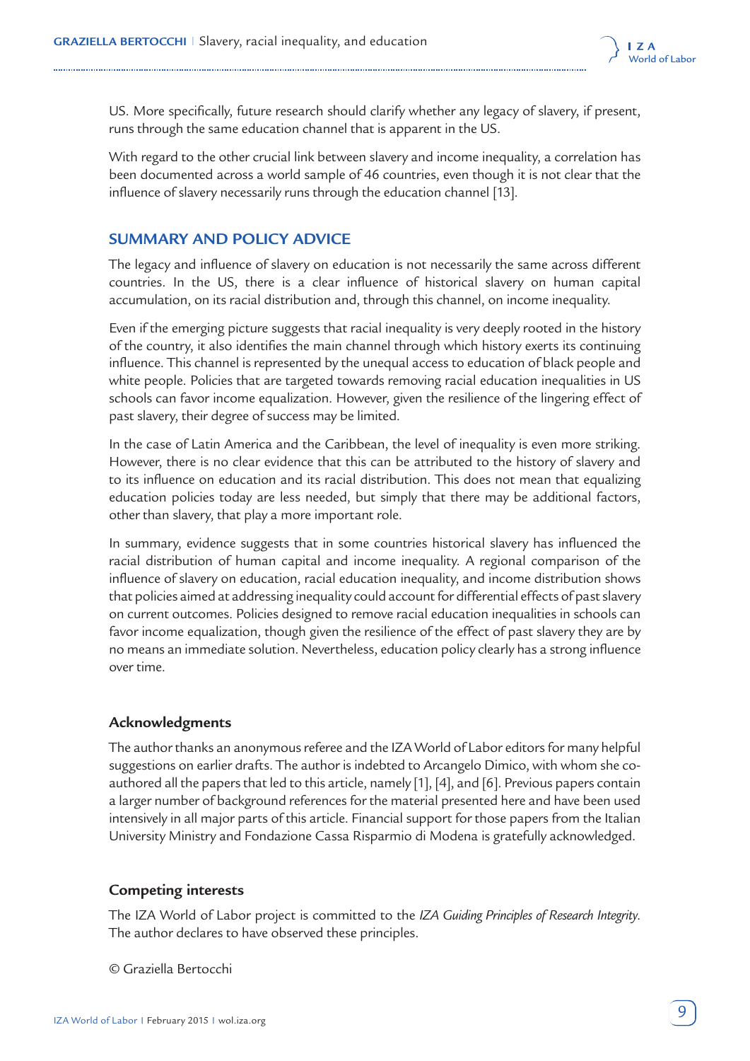US. More specifically, future research should clarify whether any legacy of slavery, if present, runs through the same education channel that is apparent in the US.

With regard to the other crucial link between slavery and income inequality, a correlation has been documented across a world sample of 46 countries, even though it is not clear that the influence of slavery necessarily runs through the education channel [13].

## SUMMARY AND POLICY ADVICE

The legacy and influence of slavery on education is not necessarily the same across different countries. In the US, there is a clear influence of historical slavery on human capital accumulation, on its racial distribution and, through this channel, on income inequality.

Even if the emerging picture suggests that racial inequality is very deeply rooted in the history of the country, it also identifies the main channel through which history exerts its continuing influence. This channel is represented by the unequal access to education of black people and white people. Policies that are targeted towards removing racial education inequalities in US schools can favor income equalization. However, given the resilience of the lingering effect of past slavery, their degree of success may be limited.

In the case of Latin America and the Caribbean, the level of inequality is even more striking. However, there is no clear evidence that this can be attributed to the history of slavery and to its influence on education and its racial distribution. This does not mean that equalizing education policies today are less needed, but simply that there may be additional factors, other than slavery, that play a more important role.

In summary, evidence suggests that in some countries historical slavery has influenced the racial distribution of human capital and income inequality. A regional comparison of the influence of slavery on education, racial education inequality, and income distribution shows that policies aimed at addressing inequality could account for differential effects of past slavery on current outcomes. Policies designed to remove racial education inequalities in schools can favor income equalization, though given the resilience of the effect of past slavery they are by no means an immediate solution. Nevertheless, education policy clearly has a strong influence over time.

### Acknowledgments

The author thanks an anonymous referee and the IZA World of Labor editors for many helpful suggestions on earlier drafts. The author is indebted to Arcangelo Dimico, with whom she co-authored all the papers that led to this article, namely [1], [4], and [6]. Previous papers contain a larger number of background references for the material presented here and have been used intensively in all major parts of this article. Financial support for those papers from the Italian University Ministry and Fondazione Cassa Risparmio di Modena is gratefully acknowledged.

### Competing interests

The IZA World of Labor project is committed to the *IZA Guiding Principles of Research Integrity*. The author declares to have observed these principles.

© Graziella Bertocchi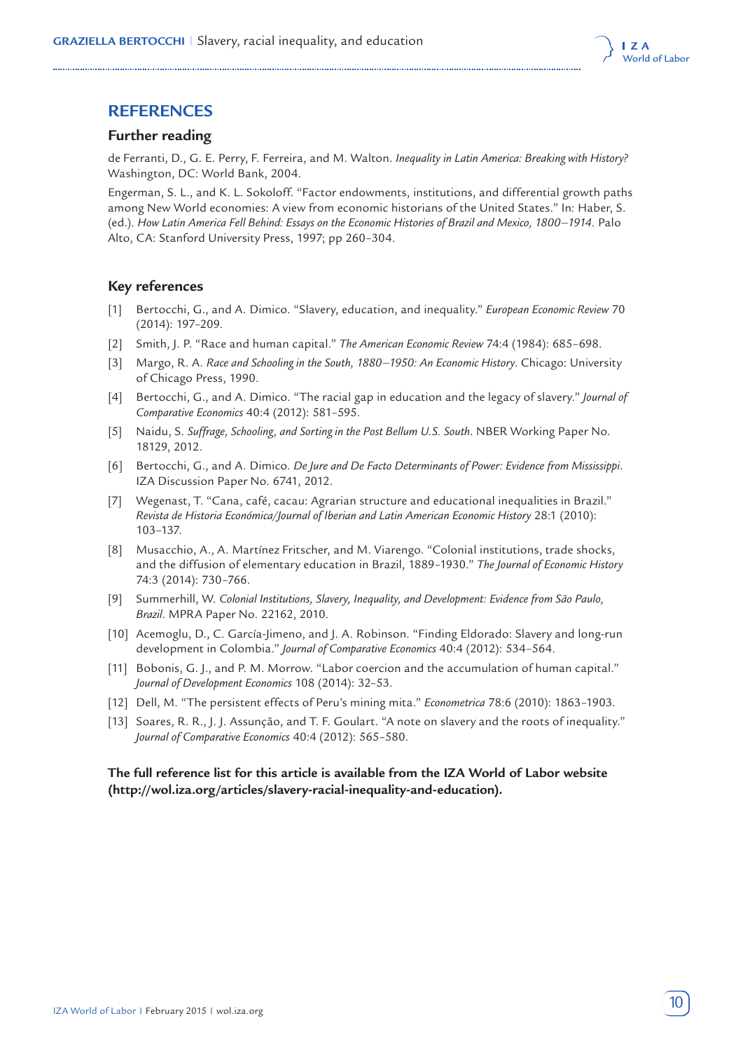## REFERENCES

### Further reading

de Ferranti, D., G. E. Perry, F. Ferreira, and M. Walton. *Inequality in Latin America: Breaking with History?* Washington, DC: World Bank, 2004.

Engerman, S. L., and K. L. Sokoloff. "Factor endowments, institutions, and differential growth paths among New World economies: A view from economic historians of the United States." In: Haber, S. (ed.). *How Latin America Fell Behind: Essays on the Economic Histories of Brazil and Mexico, 1800–1914*. Palo Alto, CA: Stanford University Press, 1997; pp 260–304.

### Key references

[1] Bertocchi, G., and A. Dimico. "Slavery, education, and inequality." *European Economic Review* 70 (2014): 197–209.

[2] Smith, J. P. "Race and human capital." *The American Economic Review* 74:4 (1984): 685–698.

[3] Margo, R. A. *Race and Schooling in the South, 1880–1950: An Economic History*. Chicago: University of Chicago Press, 1990.

[4] Bertocchi, G., and A. Dimico. "The racial gap in education and the legacy of slavery." *Journal of Comparative Economics* 40:4 (2012): 581–595.

[5] Naidu, S. *Suffrage, Schooling, and Sorting in the Post Bellum U.S. South*. NBER Working Paper No. 18129, 2012.

[6] Bertocchi, G., and A. Dimico. *De Jure and De Facto Determinants of Power: Evidence from Mississippi*. IZA Discussion Paper No. 6741, 2012.

[7] Wegenast, T. "Cana, café, cacau: Agrarian structure and educational inequalities in Brazil." *Revista de Historia Económica/Journal of Iberian and Latin American Economic History* 28:1 (2010): 103–137.

[8] Musacchio, A., A. Martínez Fritscher, and M. Viarengo. "Colonial institutions, trade shocks, and the diffusion of elementary education in Brazil, 1889–1930." *The Journal of Economic History* 74:3 (2014): 730–766.

[9] Summerhill, W. *Colonial Institutions, Slavery, Inequality, and Development: Evidence from São Paulo, Brazil*. MPRA Paper No. 22162, 2010.

[10] Acemoglu, D., C. García-Jimeno, and J. A. Robinson. "Finding Eldorado: Slavery and long-run development in Colombia." *Journal of Comparative Economics* 40:4 (2012): 534–564.

[11] Bobonis, G. J., and P. M. Morrow. "Labor coercion and the accumulation of human capital." *Journal of Development Economics* 108 (2014): 32–53.

[12] Dell, M. "The persistent effects of Peru's mining mita." *Econometrica* 78:6 (2010): 1863–1903.

[13] Soares, R. R., J. J. Assunção, and T. F. Goulart. "A note on slavery and the roots of inequality." *Journal of Comparative Economics* 40:4 (2012): 565–580.

**The full reference list for this article is available from the IZA World of Labor website (http://wol.iza.org/articles/slavery-racial-inequality-and-education).**